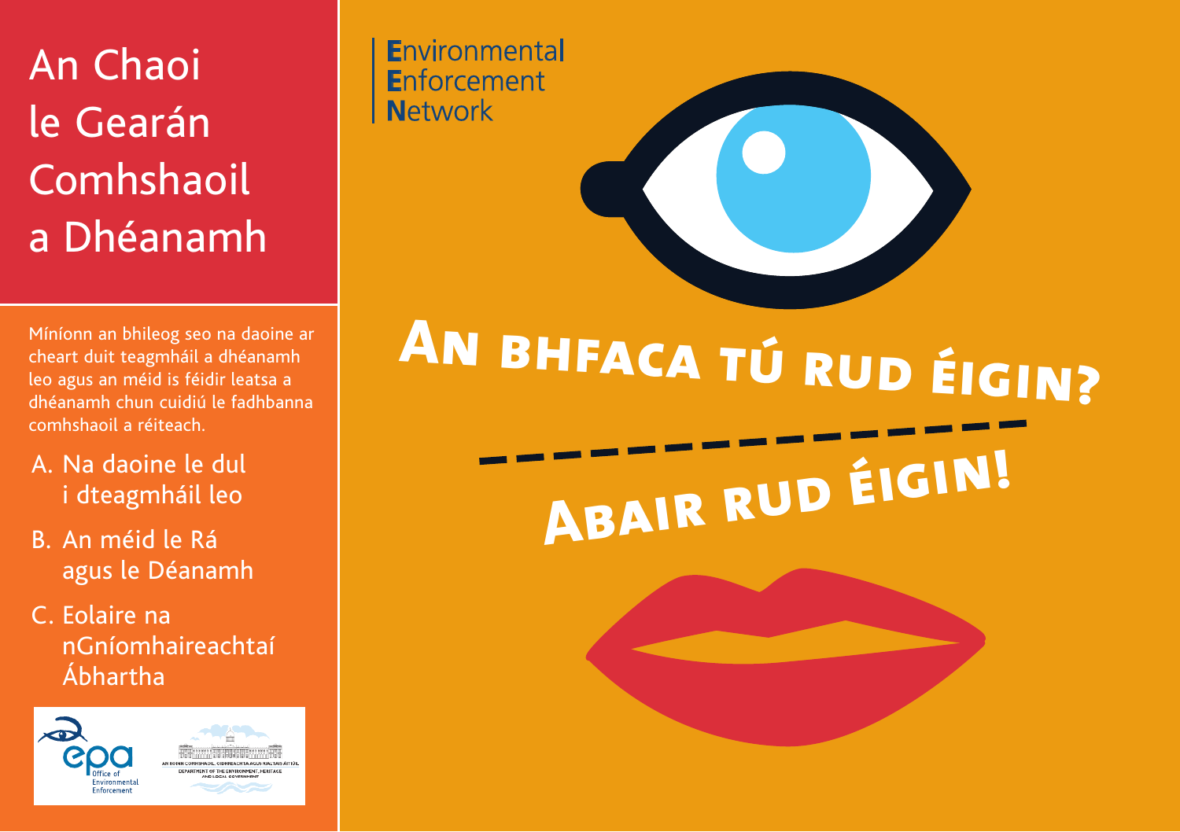# An Chaoi le Gearán Comhshaoil a Dhéanamh

Míníonn an bhileog seo na daoine ar cheart duit teagmháil a dhéanamh leo agus an méid is féidir leatsa a dhéanamh chun cuidiú le fadhbanna comhshaoil a réiteach.

A. Na daoine le dul i dteagmháil leo

B. An méid le Rá agus le Déanamh

C. Eolaire na nGníomhaireachtaí Ábhartha

epa Office of Environmental Enforcement

AN ROINN COMHSHAOIL, OIDHREACHTA AGUS RIALTAIS ÁITIÚIL
DEPARTMENT OF THE ENVIRONMENT, HERITAGE AND LOCAL GOVERNMENT

**E**nvironmental
**E**nforcement
**N**etwork

## An bhfaca tú rud éigin?

## Abair rud éigin!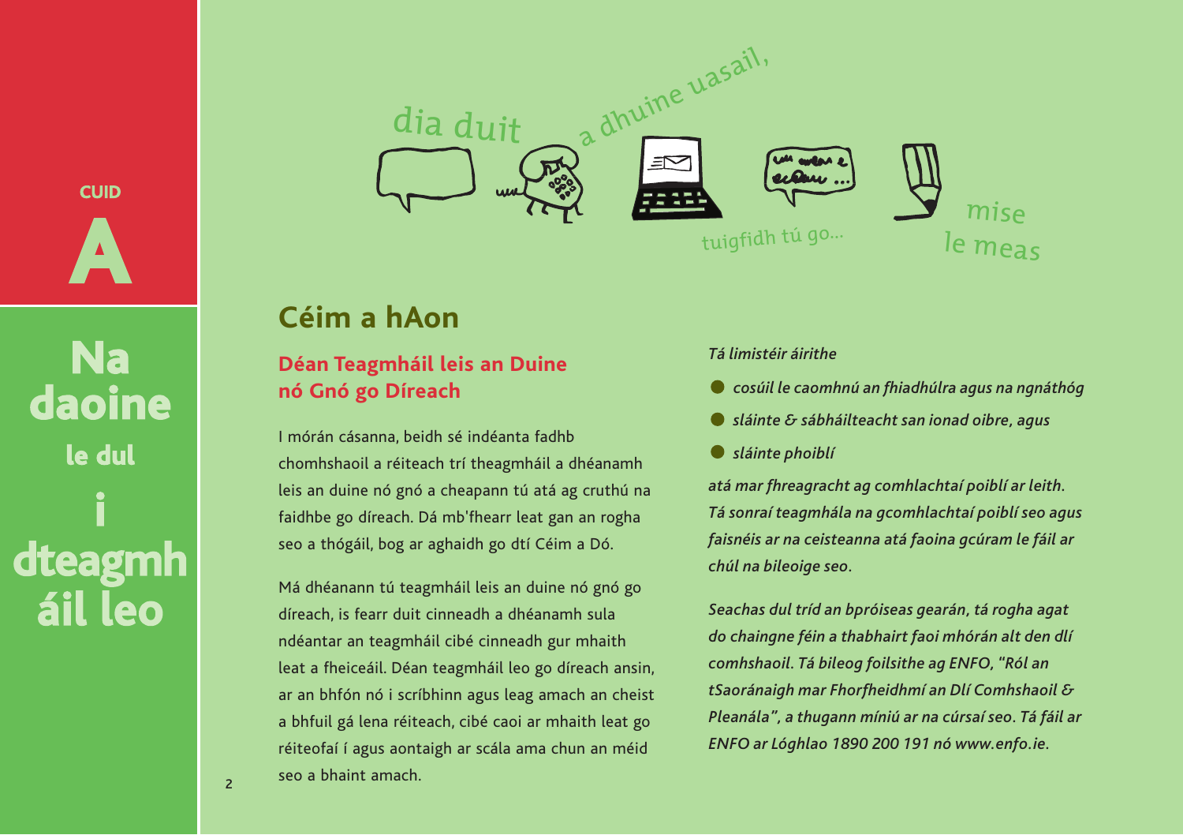CUID

# A

## Na daoine le dul i dteagmháil leo

dia duit a dhuine uasail, tuigfidh tú go... mise le meas

## Céim a hAon

### Déan Teagmháil leis an Duine nó Gnó go Díreach

I mórán cásanna, beidh sé indéanta fadhb chomhshaoil a réiteach trí theagmháil a dhéanamh leis an duine nó gnó a cheapann tú atá ag cruthú na faidhbe go díreach. Dá mb'fhearr leat gan an rogha seo a thógáil, bog ar aghaidh go dtí Céim a Dó.

Má dhéanann tú teagmháil leis an duine nó gnó go díreach, is fearr duit cinneadh a dhéanamh sula ndéantar an teagmháil cibé cinneadh gur mhaith leat a fheiceáil. Déan teagmháil leo go díreach ansin, ar an bhfón nó i scríbhinn agus leag amach an cheist a bhfuil gá lena réiteach, cibé caoi ar mhaith leat go réiteofaí í agus aontaigh ar scála ama chun an méid seo a bhaint amach.

*Tá limistéir áirithe*

- *cosúil le caomhnú an fhiadhúlra agus na ngnáthóg*
- *sláinte & sábháilteacht san ionad oibre, agus*
- *sláinte phoiblí*

*atá mar fhreagracht ag comhlachtaí poiblí ar leith. Tá sonraí teagmhála na gcomhlachtaí poiblí seo agus faisnéis ar na ceisteanna atá faoina gcúram le fáil ar chúl na bileoige seo.*

*Seachas dul tríd an bpróiseas gearán, tá rogha agat do chaingne féin a thabhairt faoi mhórán alt den dlí comhshaoil. Tá bileog foilsithe ag ENFO, "Ról an tSaoránaigh mar Fhorfheidhmí an Dlí Comhshaoil & Pleanála", a thugann míniú ar na cúrsaí seo. Tá fáil ar ENFO ar Lóghlao 1890 200 191 nó www.enfo.ie.*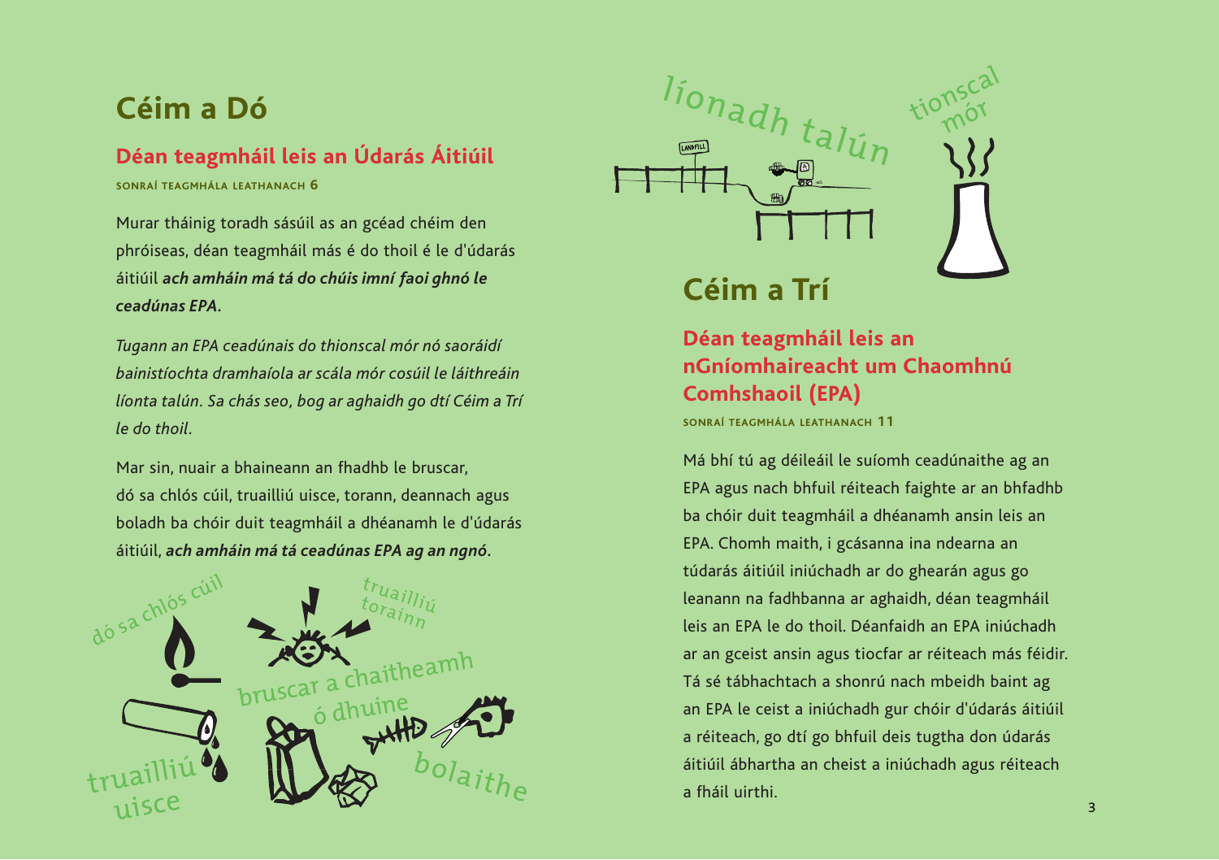## Céim a Dó

### Déan teagmháil leis an Údarás Áitiúil

SONRAÍ TEAGMHÁLA LEATHANACH **6**

Murar tháinig toradh sásúil as an gcéad chéim den phróiseas, déan teagmháil más é do thoil é le d'údarás áitiúil ***ach amháin má tá do chúis imní faoi ghnó le ceadúnas EPA.***

*Tugann an EPA ceadúnais do thionscal mór nó saoráidí bainistíochta dramhaíola ar scála mór cosúil le láithreáin líonta talún. Sa chás seo, bog ar aghaidh go dtí Céim a Trí le do thoil.*

Mar sin, nuair a bhaineann an fhadhb le bruscar, dó sa chlós cúil, truailliú uisce, torann, deannach agus boladh ba chóir duit teagmháil a dhéanamh le d'údarás áitiúil, ***ach amháin má tá ceadúnas EPA ag an ngnó.***

## Céim a Trí

### Déan teagmháil leis an nGníomhaireacht um Chaomhnú Comhshaoil (EPA)

SONRAÍ TEAGMHÁLA LEATHANACH **11**

Má bhí tú ag déileáil le suíomh ceadúnaithe ag an EPA agus nach bhfuil réiteach faighte ar an bhfadhb ba chóir duit teagmháil a dhéanamh ansin leis an EPA. Chomh maith, i gcásanna ina ndearna an túdarás áitiúil iniúchadh ar do ghearán agus go leanann na fadhbanna ar aghaidh, déan teagmháil leis an EPA le do thoil. Déanfaidh an EPA iniúchadh ar an gceist ansin agus tiocfar ar réiteach más féidir. Tá sé tábhachtach a shonrú nach mbeidh baint ag an EPA le ceist a iniúchadh gur chóir d'údarás áitiúil a réiteach, go dtí go bhfuil deis tugtha don údarás áitiúil ábhartha an cheist a iniúchadh agus réiteach a fháil uirthi.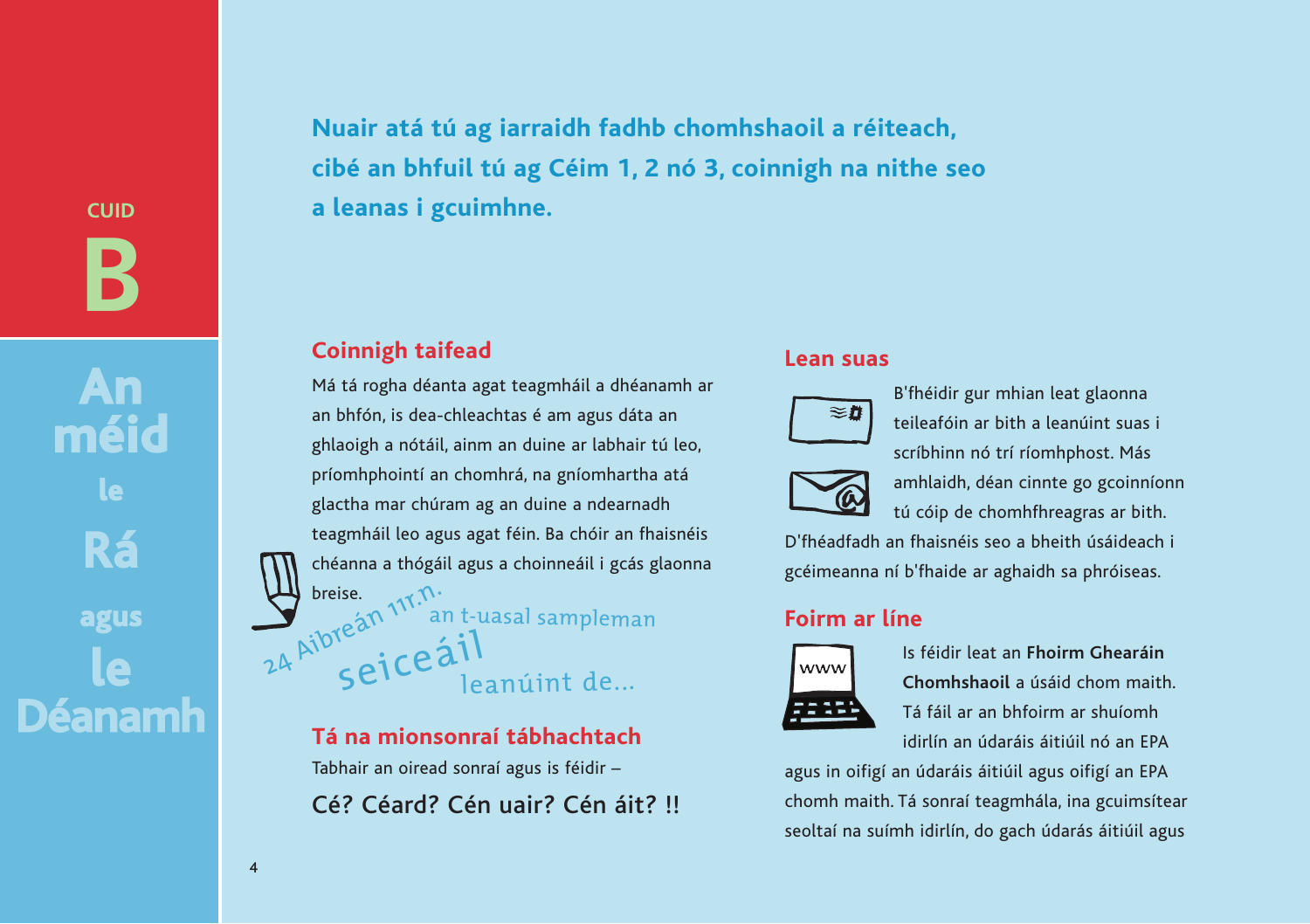CUID

# B

## An méid le Rá agus le Déanamh

**Nuair atá tú ag iarraidh fadhb chomhshaoil a réiteach, cibé an bhfuil tú ag Céim 1, 2 nó 3, coinnigh na nithe seo a leanas i gcuimhne.**

### Coinnigh taifead

Má tá rogha déanta agat teagmháil a dhéanamh ar an bhfón, is dea-chleachtas é am agus dáta an ghlaoigh a nótáil, ainm an duine ar labhair tú leo, príomhphointí an chomhrá, na gníomhartha atá glactha mar chúram ag an duine a ndearnadh teagmháil leo agus agat féin. Ba chóir an fhaisnéis chéanna a thógáil agus a choinneáil i gcás glaonna breise.

24 Aibreán 11r.n.
an t-uasal sampleman
seiceáil
leanúint de...

### Tá na mionsonraí tábhachtach

Tabhair an oiread sonraí agus is féidir –

Cé? Céard? Cén uair? Cén áit? !!

### Lean suas

B'fhéidir gur mhian leat glaonna teileafóin ar bith a leanúint suas i scríbhinn nó trí ríomhphost. Más amhlaidh, déan cinnte go gcoinníonn tú cóip de chomhfhreagras ar bith. D'fhéadfadh an fhaisnéis seo a bheith úsáideach i gcéimeanna ní b'fhaide ar aghaidh sa phróiseas.

### Foirm ar líne

Is féidir leat an **Fhoirm Ghearáin Chomhshaoil** a úsáid chom maith. Tá fáil ar an bhfoirm ar shuíomh idirlín an údaráis áitiúil nó an EPA agus in oifigí an údaráis áitiúil agus oifigí an EPA chomh maith. Tá sonraí teagmhála, ina gcuimsítear seoltaí na suímh idirlín, do gach údarás áitiúil agus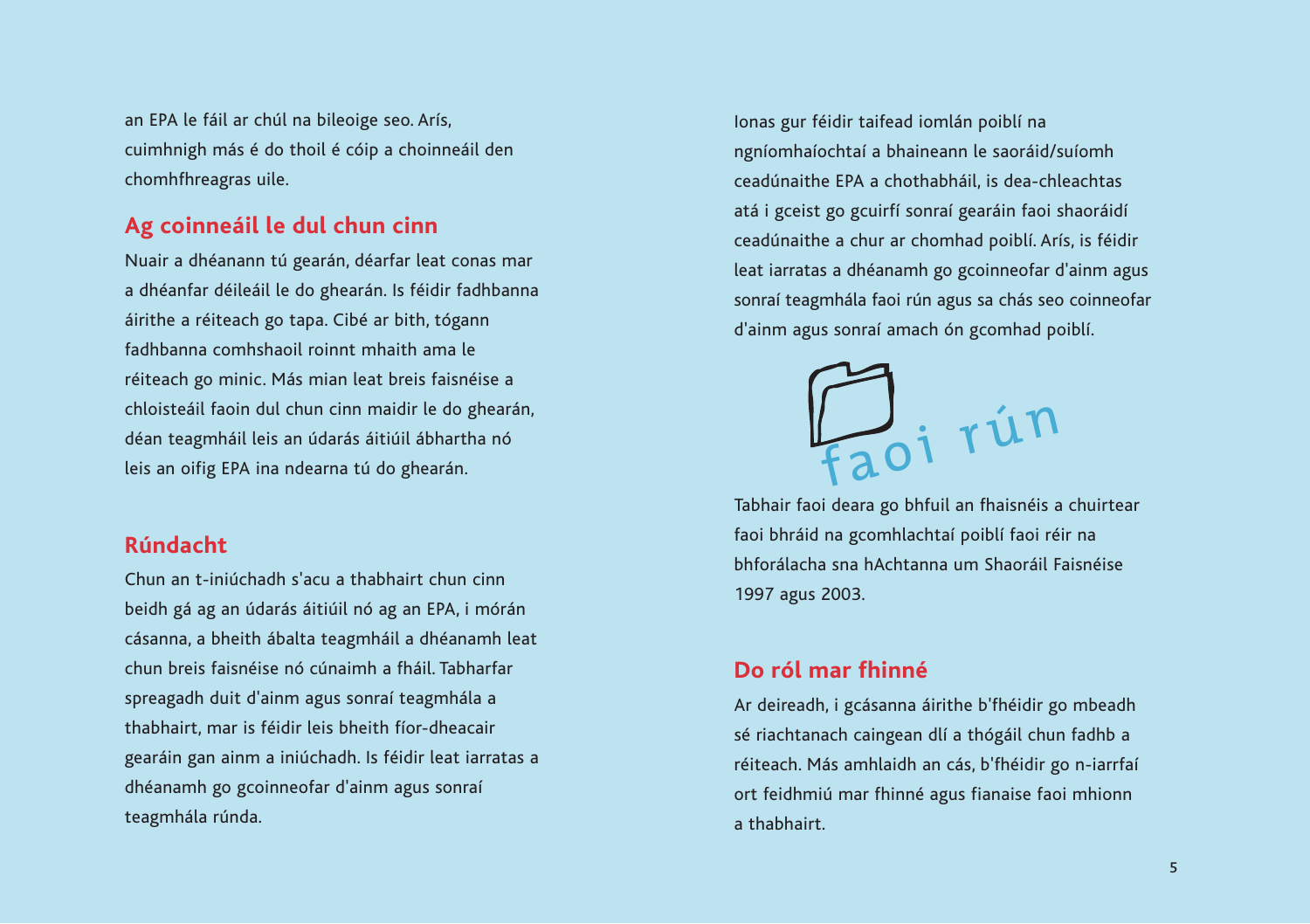an EPA le fáil ar chúl na bileoige seo. Arís, cuimhnigh más é do thoil é cóip a choinneáil den chomhfhreagras uile.

## Ag coinneáil le dul chun cinn

Nuair a dhéanann tú gearán, déarfar leat conas mar a dhéanfar déileáil le do ghearán. Is féidir fadhbanna áirithe a réiteach go tapa. Cibé ar bith, tógann fadhbanna comhshaoil roinnt mhaith ama le réiteach go minic. Más mian leat breis faisnéise a chloisteáil faoin dul chun cinn maidir le do ghearán, déan teagmháil leis an údarás áitiúil ábhartha nó leis an oifig EPA ina ndearna tú do ghearán.

## Rúndacht

Chun an t-iniúchadh s'acu a thabhairt chun cinn beidh gá ag an údarás áitiúil nó ag an EPA, i mórán cásanna, a bheith ábalta teagmháil a dhéanamh leat chun breis faisnéise nó cúnaimh a fháil. Tabharfar spreagadh duit d'ainm agus sonraí teagmhála a thabhairt, mar is féidir leis bheith fíor-dheacair gearáin gan ainm a iniúchadh. Is féidir leat iarratas a dhéanamh go gcoinneofar d'ainm agus sonraí teagmhála rúnda.

Ionas gur féidir taifead iomlán poiblí na ngníomhaíochtaí a bhaineann le saoráid/suíomh ceadúnaithe EPA a chothabháil, is dea-chleachtas atá i gceist go gcuirfí sonraí gearáin faoi shaoráidí ceadúnaithe a chur ar chomhad poiblí. Arís, is féidir leat iarratas a dhéanamh go gcoinneofar d'ainm agus sonraí teagmhála faoi rún agus sa chás seo coinneofar d'ainm agus sonraí amach ón gcomhad poiblí.

faoi rún

Tabhair faoi deara go bhfuil an fhaisnéis a chuirtear faoi bhráid na gcomhlachtaí poiblí faoi réir na bhforálacha sna hAchtanna um Shaoráil Faisnéise 1997 agus 2003.

## Do ról mar fhinné

Ar deireadh, i gcásanna áirithe b'fhéidir go mbeadh sé riachtanach caingean dlí a thógáil chun fadhb a réiteach. Más amhlaidh an cás, b'fhéidir go n-iarrfaí ort feidhmiú mar fhinné agus fianaise faoi mhionn a thabhairt.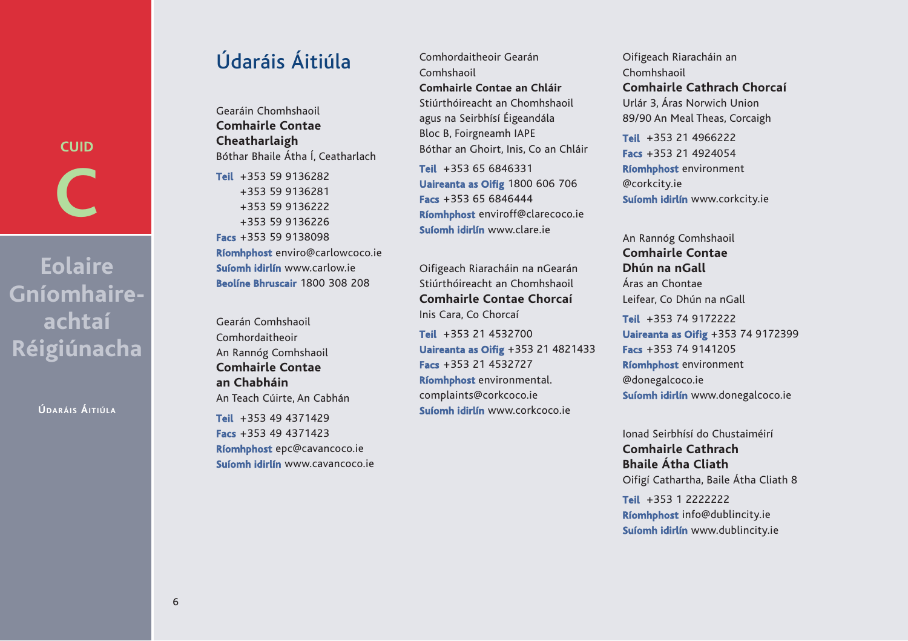# Údaráis Áitiúla

Gearáin Chomhshaoil
**Comhairle Contae Cheatharlaigh**
Bóthar Bhaile Átha Í, Ceatharlach

**Teil** +353 59 9136282
+353 59 9136281
+353 59 9136222
+353 59 9136226
**Facs** +353 59 9138098
**Ríomhphost** enviro@carlowcoco.ie
**Suíomh idirlín** www.carlow.ie
**Beolíne Bhruscair** 1800 308 208

Gearán Comhshaoil
Comhordaitheoir
An Rannóg Comhshaoil
**Comhairle Contae an Chabháin**
An Teach Cúirte, An Cabhán

**Teil** +353 49 4371429
**Facs** +353 49 4371423
**Ríomhphost** epc@cavancoco.ie
**Suíomh idirlín** www.cavancoco.ie

Comhordaitheoir Gearán Comhshaoil
**Comhairle Contae an Chláir**
Stiúrthóireacht an Chomhshaoil agus na Seirbhísí Éigeandála
Bloc B, Foirgneamh IAPE
Bóthar an Ghoirt, Inis, Co an Chláir

**Teil** +353 65 6846331
**Uaireanta as Oifig** 1800 606 706
**Facs** +353 65 6846444
**Ríomhphost** enviroff@clarecoco.ie
**Suíomh idirlín** www.clare.ie

Oifigeach Riaracháin na nGearán
Stiúrthóireacht an Chomhshaoil
**Comhairle Contae Chorcaí**
Inis Cara, Co Chorcaí

**Teil** +353 21 4532700
**Uaireanta as Oifig** +353 21 4821433
**Facs** +353 21 4532727
**Ríomhphost** environmental.complaints@corkcoco.ie
**Suíomh idirlín** www.corkcoco.ie

Oifigeach Riaracháin an Chomhshaoil
**Comhairle Cathrach Chorcaí**
Urlár 3, Áras Norwich Union
89/90 An Meal Theas, Corcaigh

**Teil** +353 21 4966222
**Facs** +353 21 4924054
**Ríomhphost** environment@corkcity.ie
**Suíomh idirlín** www.corkcity.ie

An Rannóg Comhshaoil
**Comhairle Contae Dhún na nGall**
Áras an Chontae
Leifear, Co Dhún na nGall

**Teil** +353 74 9172222
**Uaireanta as Oifig** +353 74 9172399
**Facs** +353 74 9141205
**Ríomhphost** environment@donegalcoco.ie
**Suíomh idirlín** www.donegalcoco.ie

Ionad Seirbhísí do Chustaiméirí
**Comhairle Cathrach Bhaile Átha Cliath**
Oifigí Cathartha, Baile Átha Cliath 8

**Teil** +353 1 2222222
**Ríomhphost** info@dublincity.ie
**Suíomh idirlín** www.dublincity.ie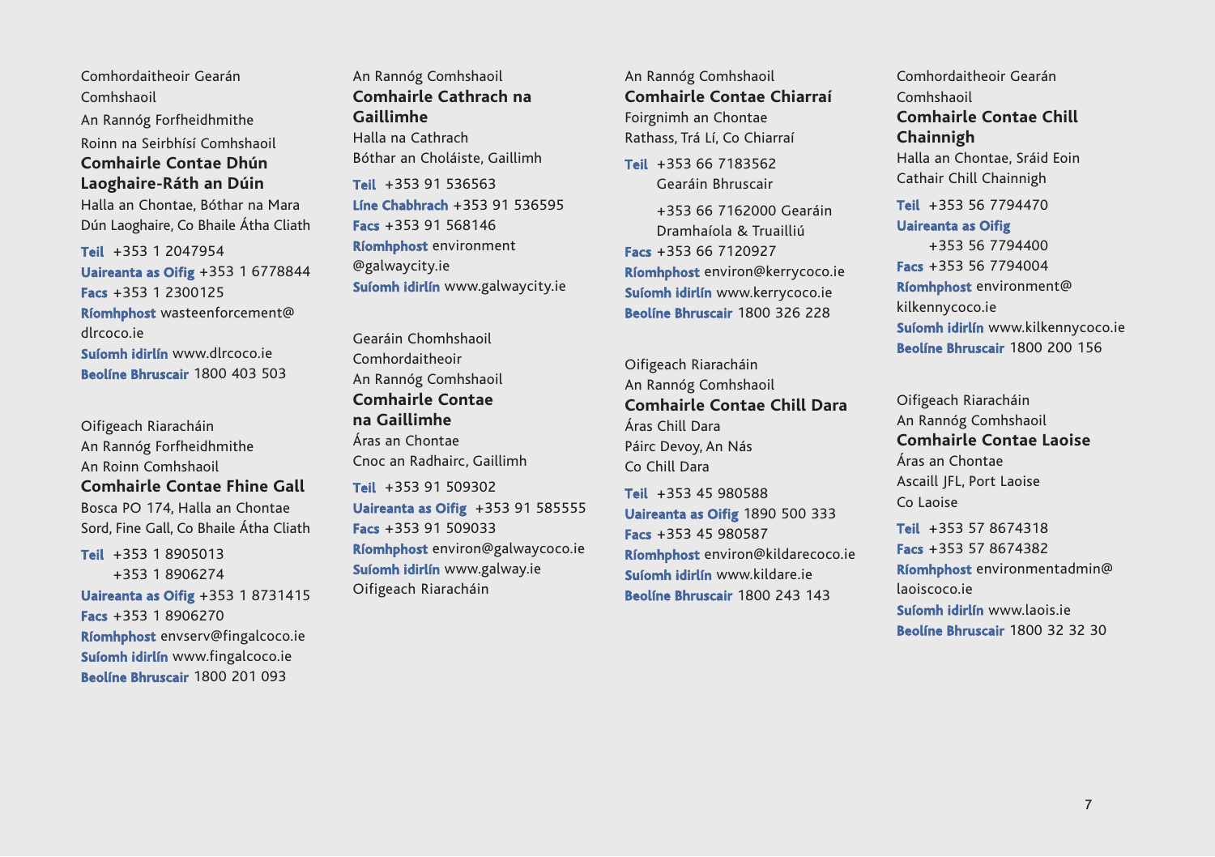Comhordaitheoir Gearán
Comhshaoil
An Rannóg Forfheidhmithe
Roinn na Seirbhísí Comhshaoil
**Comhairle Contae Dhún Laoghaire-Ráth an Dúin**
Halla an Chontae, Bóthar na Mara
Dún Laoghaire, Co Bhaile Átha Cliath

**Teil** +353 1 2047954
**Uaireanta as Oifig** +353 1 6778844
**Facs** +353 1 2300125
**Ríomhphost** wasteenforcement@dlrcoco.ie
**Suíomh idirlín** www.dlrcoco.ie
**Beolíne Bhruscair** 1800 403 503

Oifigeach Riaracháin
An Rannóg Forfheidhmithe
An Roinn Comhshaoil
**Comhairle Contae Fhine Gall**
Bosca PO 174, Halla an Chontae
Sord, Fine Gall, Co Bhaile Átha Cliath

**Teil** +353 1 8905013
+353 1 8906274
**Uaireanta as Oifig** +353 1 8731415
**Facs** +353 1 8906270
**Ríomhphost** envserv@fingalcoco.ie
**Suíomh idirlín** www.fingalcoco.ie
**Beolíne Bhruscair** 1800 201 093

An Rannóg Comhshaoil
**Comhairle Cathrach na Gaillimhe**
Halla na Cathrach
Bóthar an Choláiste, Gaillimh

**Teil** +353 91 536563
**Líne Chabhrach** +353 91 536595
**Facs** +353 91 568146
**Ríomhphost** environment@galwaycity.ie
**Suíomh idirlín** www.galwaycity.ie

Gearáin Chomhshaoil
Comhordaitheoir
An Rannóg Comhshaoil
**Comhairle Contae na Gaillimhe**
Áras an Chontae
Cnoc an Radhairc, Gaillimh

**Teil** +353 91 509302
**Uaireanta as Oifig** +353 91 585555
**Facs** +353 91 509033
**Ríomhphost** environ@galwaycoco.ie
**Suíomh idirlín** www.galway.ie
Oifigeach Riaracháin

An Rannóg Comhshaoil
**Comhairle Contae Chiarraí**
Foirgnimh an Chontae
Rathass, Trá Lí, Co Chiarraí

**Teil** +353 66 7183562
Gearáin Bhruscair
+353 66 7162000 Gearáin Dramhaíola & Truailliú
**Facs** +353 66 7120927
**Ríomhphost** environ@kerrycoco.ie
**Suíomh idirlín** www.kerrycoco.ie
**Beolíne Bhruscair** 1800 326 228

Oifigeach Riaracháin
An Rannóg Comhshaoil
**Comhairle Contae Chill Dara**
Áras Chill Dara
Páirc Devoy, An Nás
Co Chill Dara

**Teil** +353 45 980588
**Uaireanta as Oifig** 1890 500 333
**Facs** +353 45 980587
**Ríomhphost** environ@kildarecoco.ie
**Suíomh idirlín** www.kildare.ie
**Beolíne Bhruscair** 1800 243 143

Comhordaitheoir Gearán
Comhshaoil
**Comhairle Contae Chill Chainnigh**
Halla an Chontae, Sráid Eoin
Cathair Chill Chainnigh

**Teil** +353 56 7794470
**Uaireanta as Oifig**
+353 56 7794400
**Facs** +353 56 7794004
**Ríomhphost** environment@kilkennycoco.ie
**Suíomh idirlín** www.kilkennycoco.ie
**Beolíne Bhruscair** 1800 200 156

Oifigeach Riaracháin
An Rannóg Comhshaoil
**Comhairle Contae Laoise**
Áras an Chontae
Ascaill JFL, Port Laoise
Co Laoise

**Teil** +353 57 8674318
**Facs** +353 57 8674382
**Ríomhphost** environmentadmin@laoiscoco.ie
**Suíomh idirlín** www.laois.ie
**Beolíne Bhruscair** 1800 32 32 30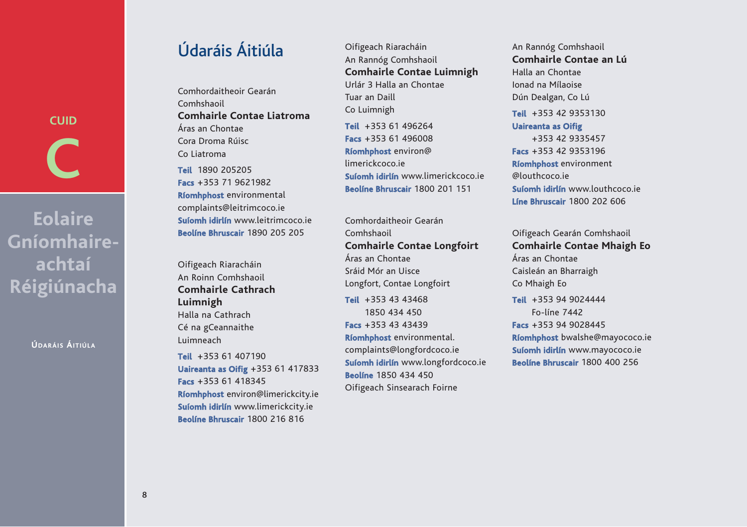# Údaráis Áitiúla

Comhordaitheoir Gearán Comhshaoil
**Comhairle Contae Liatroma**
Áras an Chontae
Cora Droma Rúisc
Co Liatroma

**Teil** 1890 205205
**Facs** +353 71 9621982
**Ríomhphost** environmentalcomplaints@leitrimcoco.ie
**Suíomh idirlín** www.leitrimcoco.ie
**Beolíne Bhruscair** 1890 205 205

Oifigeach Riaracháin
An Roinn Comhshaoil
**Comhairle Cathrach Luimnigh**
Halla na Cathrach
Cé na gCeannaithe
Luimneach

**Teil** +353 61 407190
**Uaireanta as Oifig** +353 61 417833
**Facs** +353 61 418345
**Ríomhphost** environ@limerickcity.ie
**Suíomh idirlín** www.limerickcity.ie
**Beolíne Bhruscair** 1800 216 816

Oifigeach Riaracháin
An Rannóg Comhshaoil
**Comhairle Contae Luimnigh**
Urlár 3 Halla an Chontae
Tuar an Daill
Co Luimnigh

**Teil** +353 61 496264
**Facs** +353 61 496008
**Ríomhphost** environ@limerickcoco.ie
**Suíomh idirlín** www.limerickcoco.ie
**Beolíne Bhruscair** 1800 201 151

Comhordaitheoir Gearán Comhshaoil
**Comhairle Contae Longfoirt**
Áras an Chontae
Sráid Mór an Uisce
Longfort, Contae Longfoirt

**Teil** +353 43 43468
1850 434 450
**Facs** +353 43 43439
**Ríomhphost** environmental.complaints@longfordcoco.ie
**Suíomh idirlín** www.longfordcoco.ie
**Beolíne** 1850 434 450
Oifigeach Sinsearach Foirne

An Rannóg Comhshaoil
**Comhairle Contae an Lú**
Halla an Chontae
Ionad na Mílaoise
Dún Dealgan, Co Lú

**Teil** +353 42 9353130
**Uaireanta as Oifig** +353 42 9335457
**Facs** +353 42 9353196
**Ríomhphost** environment@louthcoco.ie
**Suíomh idirlín** www.louthcoco.ie
**Líne Bhruscair** 1800 202 606

Oifigeach Gearán Comhshaoil
**Comhairle Contae Mhaigh Eo**
Áras an Chontae
Caisleán an Bharraigh
Co Mhaigh Eo

**Teil** +353 94 9024444
Fo-líne 7442
**Facs** +353 94 9028445
**Ríomhphost** bwalshe@mayococo.ie
**Suíomh idirlín** www.mayococo.ie
**Beolíne Bhruscair** 1800 400 256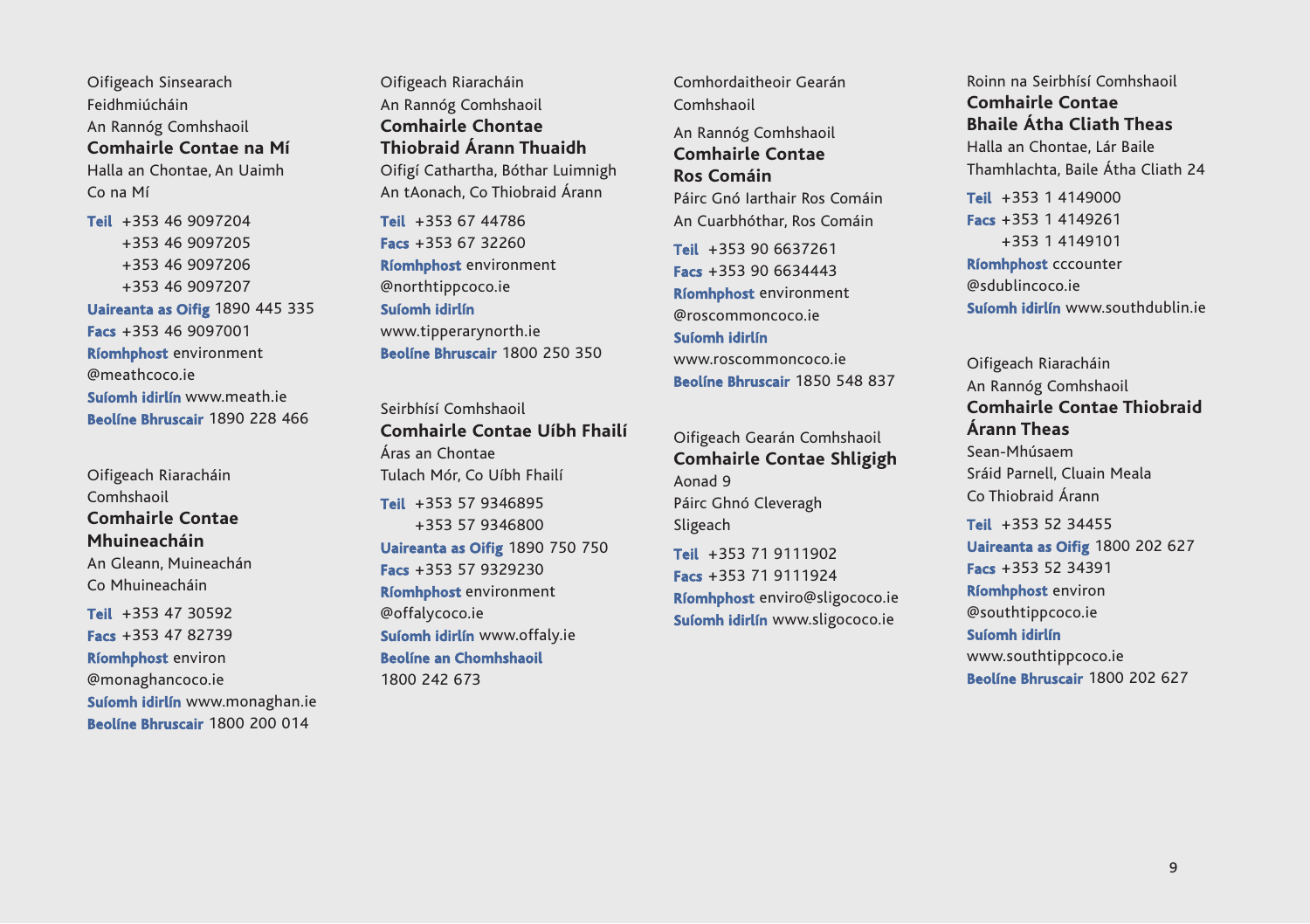Oifigeach Sinsearach Feidhmiúcháin
An Rannóg Comhshaoil
**Comhairle Contae na Mí**
Halla an Chontae, An Uaimh
Co na Mí

**Teil** +353 46 9097204
+353 46 9097205
+353 46 9097206
+353 46 9097207
**Uaireanta as Oifig** 1890 445 335
**Facs** +353 46 9097001
**Ríomhphost** environment@meathcoco.ie
**Suíomh idirlín** www.meath.ie
**Beolíne Bhruscair** 1890 228 466

Oifigeach Riaracháin Comhshaoil
**Comhairle Contae Mhuineacháin**
An Gleann, Muineachán
Co Mhuineacháin

**Teil** +353 47 30592
**Facs** +353 47 82739
**Ríomhphost** environ@monaghancoco.ie
**Suíomh idirlín** www.monaghan.ie
**Beolíne Bhruscair** 1800 200 014

Oifigeach Riaracháin
An Rannóg Comhshaoil
**Comhairle Chontae Thiobraid Árann Thuaidh**
Oifigí Cathartha, Bóthar Luimnigh
An tAonach, Co Thiobraid Árann

**Teil** +353 67 44786
**Facs** +353 67 32260
**Ríomhphost** environment@northtippcoco.ie
**Suíomh idirlín** www.tipperarynorth.ie
**Beolíne Bhruscair** 1800 250 350

Seirbhísí Comhshaoil
**Comhairle Contae Uíbh Fhailí**
Áras an Chontae
Tulach Mór, Co Uíbh Fhailí

**Teil** +353 57 9346895
+353 57 9346800
**Uaireanta as Oifig** 1890 750 750
**Facs** +353 57 9329230
**Ríomhphost** environment@offalycoco.ie
**Suíomh idirlín** www.offaly.ie
**Beolíne an Chomhshaoil** 1800 242 673

Comhordaitheoir Gearán Comhshaoil
An Rannóg Comhshaoil
**Comhairle Contae Ros Comáin**
Páirc Gnó Iarthair Ros Comáin
An Cuarbhóthar, Ros Comáin

**Teil** +353 90 6637261
**Facs** +353 90 6634443
**Ríomhphost** environment@roscommoncoco.ie
**Suíomh idirlín** www.roscommoncoco.ie
**Beolíne Bhruscair** 1850 548 837

Oifigeach Gearán Comhshaoil
**Comhairle Contae Shligigh**
Aonad 9
Páirc Ghnó Cleveragh
Sligeach

**Teil** +353 71 9111902
**Facs** +353 71 9111924
**Ríomhphost** enviro@sligococo.ie
**Suíomh idirlín** www.sligococo.ie

Roinn na Seirbhísí Comhshaoil
**Comhairle Contae Bhaile Átha Cliath Theas**
Halla an Chontae, Lár Baile
Thamhlachta, Baile Átha Cliath 24

**Teil** +353 1 4149000
**Facs** +353 1 4149261
+353 1 4149101
**Ríomhphost** cccounter@sdublincoco.ie
**Suíomh idirlín** www.southdublin.ie

Oifigeach Riaracháin
An Rannóg Comhshaoil
**Comhairle Contae Thiobraid Árann Theas**
Sean-Mhúsaem
Sráid Parnell, Cluain Meala
Co Thiobraid Árann

**Teil** +353 52 34455
**Uaireanta as Oifig** 1800 202 627
**Facs** +353 52 34391
**Ríomhphost** environ@southtippcoco.ie
**Suíomh idirlín** www.southtippcoco.ie
**Beolíne Bhruscair** 1800 202 627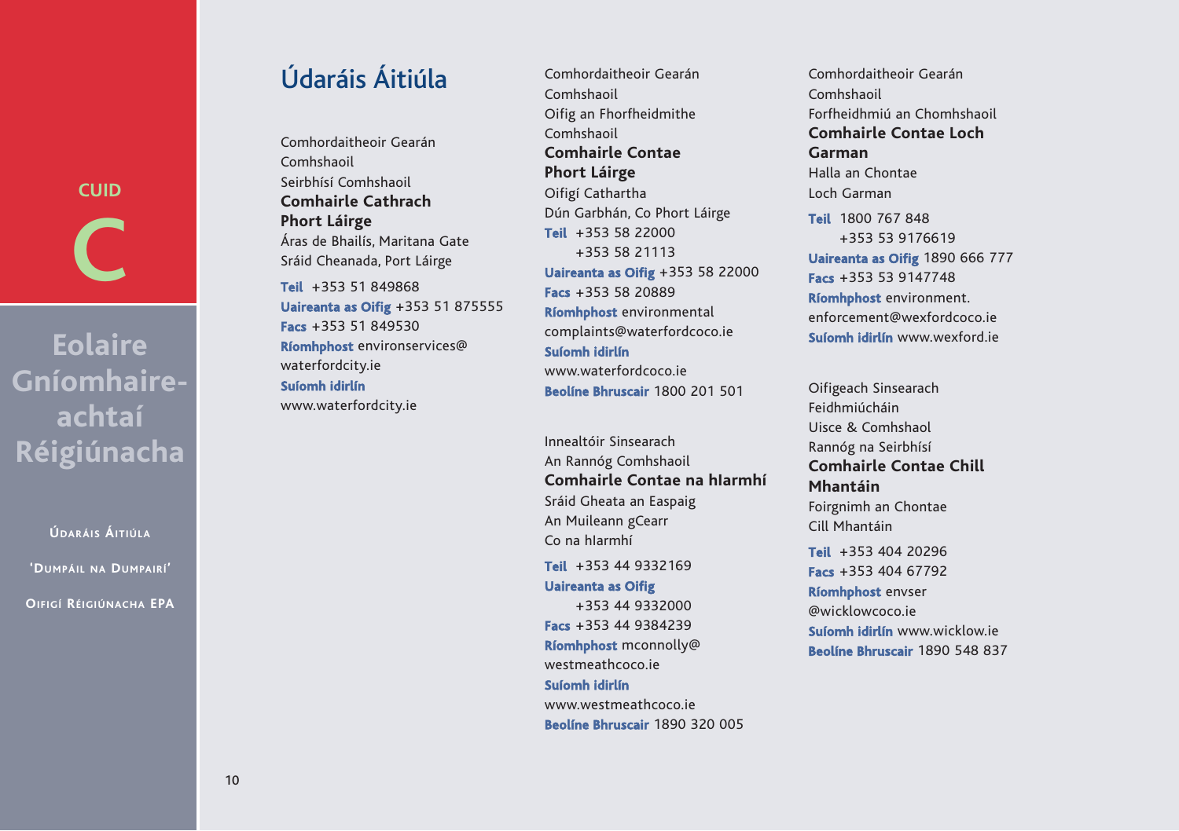# Údaráis Áitiúla

Comhordaitheoir Gearán
Comhshaoil
Seirbhísí Comhshaoil
**Comhairle Cathrach Phort Láirge**
Áras de Bhailís, Maritana Gate
Sráid Cheanada, Port Láirge

**Teil** +353 51 849868
**Uaireanta as Oifig** +353 51 875555
**Facs** +353 51 849530
**Ríomhphost** environservices@waterfordcity.ie
**Suíomh idirlín** www.waterfordcity.ie

Comhordaitheoir Gearán
Comhshaoil
Oifig an Fhorfheidmithe
Comhshaoil
**Comhairle Contae Phort Láirge**
Oifigí Cathartha
Dún Garbhán, Co Phort Láirge

**Teil** +353 58 22000
+353 58 21113
**Uaireanta as Oifig** +353 58 22000
**Facs** +353 58 20889
**Ríomhphost** environmental complaints@waterfordcoco.ie
**Suíomh idirlín** www.waterfordcoco.ie
**Beolíne Bhruscair** 1800 201 501

Innealtóir Sinsearach
An Rannóg Comhshaoil
**Comhairle Contae na hIarmhí**
Sráid Gheata an Easpaig
An Muileann gCearr
Co na hIarmhí

**Teil** +353 44 9332169
**Uaireanta as Oifig** +353 44 9332000
**Facs** +353 44 9384239
**Ríomhphost** mconnolly@westmeathcoco.ie
**Suíomh idirlín** www.westmeathcoco.ie
**Beolíne Bhruscair** 1890 320 005

Comhordaitheoir Gearán
Comhshaoil
Forfheidhmiú an Chomhshaoil
**Comhairle Contae Loch Garman**
Halla an Chontae
Loch Garman

**Teil** 1800 767 848
+353 53 9176619
**Uaireanta as Oifig** 1890 666 777
**Facs** +353 53 9147748
**Ríomhphost** environment.enforcement@wexfordcoco.ie
**Suíomh idirlín** www.wexford.ie

Oifigeach Sinsearach
Feidhmiúcháin
Uisce & Comhshaol
Rannóg na Seirbhísí
**Comhairle Contae Chill Mhantáin**
Foirgnimh an Chontae
Cill Mhantáin

**Teil** +353 404 20296
**Facs** +353 404 67792
**Ríomhphost** envser@wicklowcoco.ie
**Suíomh idirlín** www.wicklow.ie
**Beolíne Bhruscair** 1890 548 837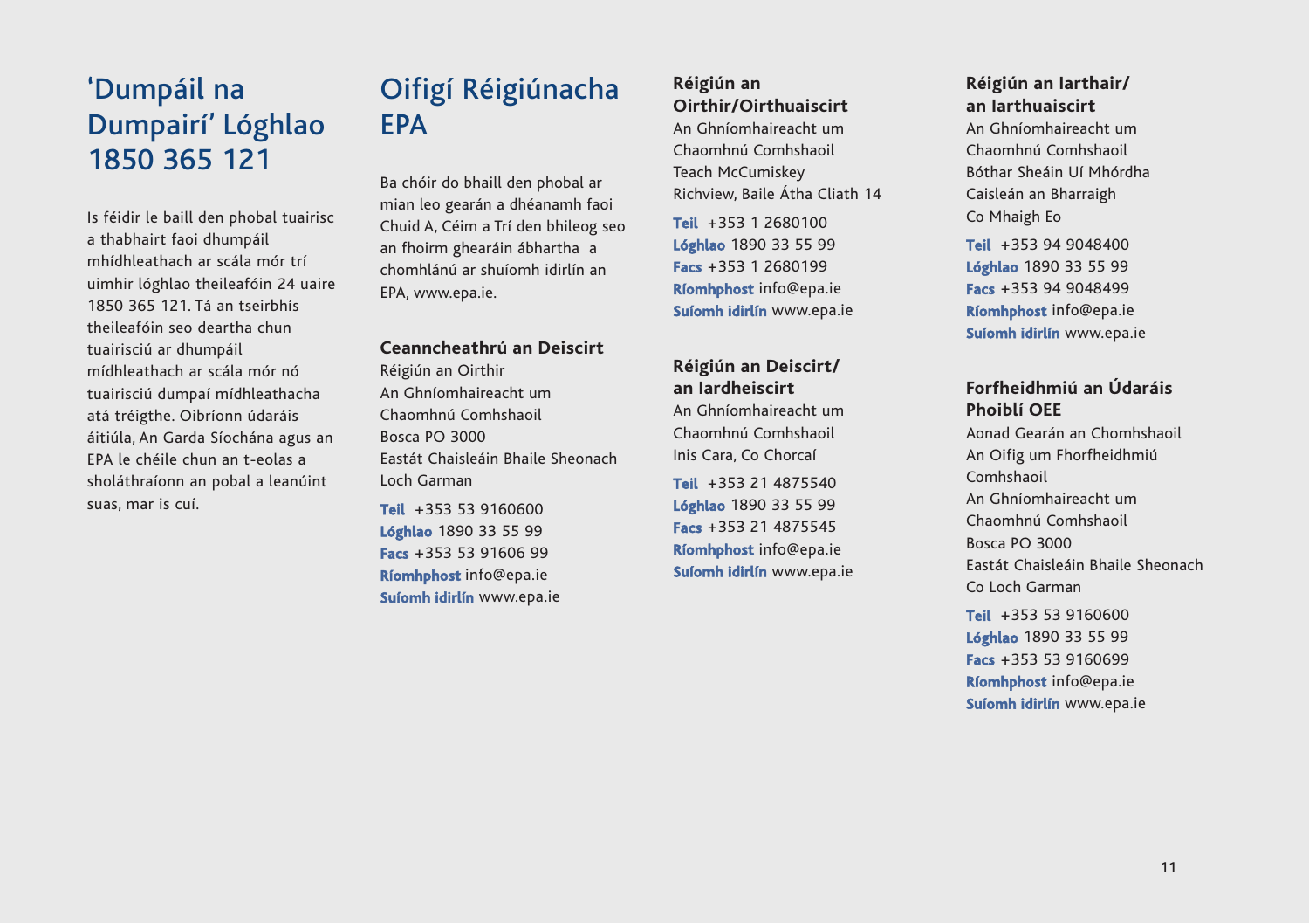## 'Dumpáil na Dumpairí' Lóghlao 1850 365 121

Is féidir le baill den phobal tuairisc a thabhairt faoi dhumpáil mhídhleathach ar scála mór trí uimhir lóghlao theileafóin 24 uaire 1850 365 121. Tá an tseirbhís theileafóin seo deartha chun tuairisciú ar dhumpáil mídhleathach ar scála mór nó tuairisciú dumpaí mídhleathacha atá tréigthe. Oibríonn údaráis áitiúla, An Garda Síochána agus an EPA le chéile chun an t-eolas a sholáthraíonn an pobal a leanúint suas, mar is cuí.

## Oifigí Réigiúnacha EPA

Ba chóir do bhaill den phobal ar mian leo gearán a dhéanamh faoi Chuid A, Céim a Trí den bhileog seo an fhoirm ghearáin ábhartha a chomhlánú ar shuíomh idirlín an EPA, www.epa.ie.

### Ceanncheathrú an Deiscirt

Réigiún an Oirthir
An Ghníomhaireacht um Chaomhnú Comhshaoil
Bosca PO 3000
Eastát Chaisleáin Bhaile Sheonach
Loch Garman

**Teil** +353 53 9160600
**Lóghlao** 1890 33 55 99
**Facs** +353 53 91606 99
**Ríomhphost** info@epa.ie
**Suíomh idirlín** www.epa.ie

### Réigiún an Oirthir/Oirthuaiscirt

An Ghníomhaireacht um Chaomhnú Comhshaoil
Teach McCumiskey
Richview, Baile Átha Cliath 14

**Teil** +353 1 2680100
**Lóghlao** 1890 33 55 99
**Facs** +353 1 2680199
**Ríomhphost** info@epa.ie
**Suíomh idirlín** www.epa.ie

### Réigiún an Deiscirt/an Iardheiscirt

An Ghníomhaireacht um Chaomhnú Comhshaoil
Inis Cara, Co Chorcaí

**Teil** +353 21 4875540
**Lóghlao** 1890 33 55 99
**Facs** +353 21 4875545
**Ríomhphost** info@epa.ie
**Suíomh idirlín** www.epa.ie

### Réigiún an Iarthair/an Iarthuaiscirt

An Ghníomhaireacht um Chaomhnú Comhshaoil
Bóthar Sheáin Uí Mhórdha
Caisleán an Bharraigh
Co Mhaigh Eo

**Teil** +353 94 9048400
**Lóghlao** 1890 33 55 99
**Facs** +353 94 9048499
**Ríomhphost** info@epa.ie
**Suíomh idirlín** www.epa.ie

### Forfheidhmiú an Údaráis Phoiblí OEE

Aonad Gearán an Chomhshaoil
An Oifig um Fhorfheidhmiú Comhshaoil
An Ghníomhaireacht um Chaomhnú Comhshaoil
Bosca PO 3000
Eastát Chaisleáin Bhaile Sheonach
Co Loch Garman

**Teil** +353 53 9160600
**Lóghlao** 1890 33 55 99
**Facs** +353 53 9160699
**Ríomhphost** info@epa.ie
**Suíomh idirlín** www.epa.ie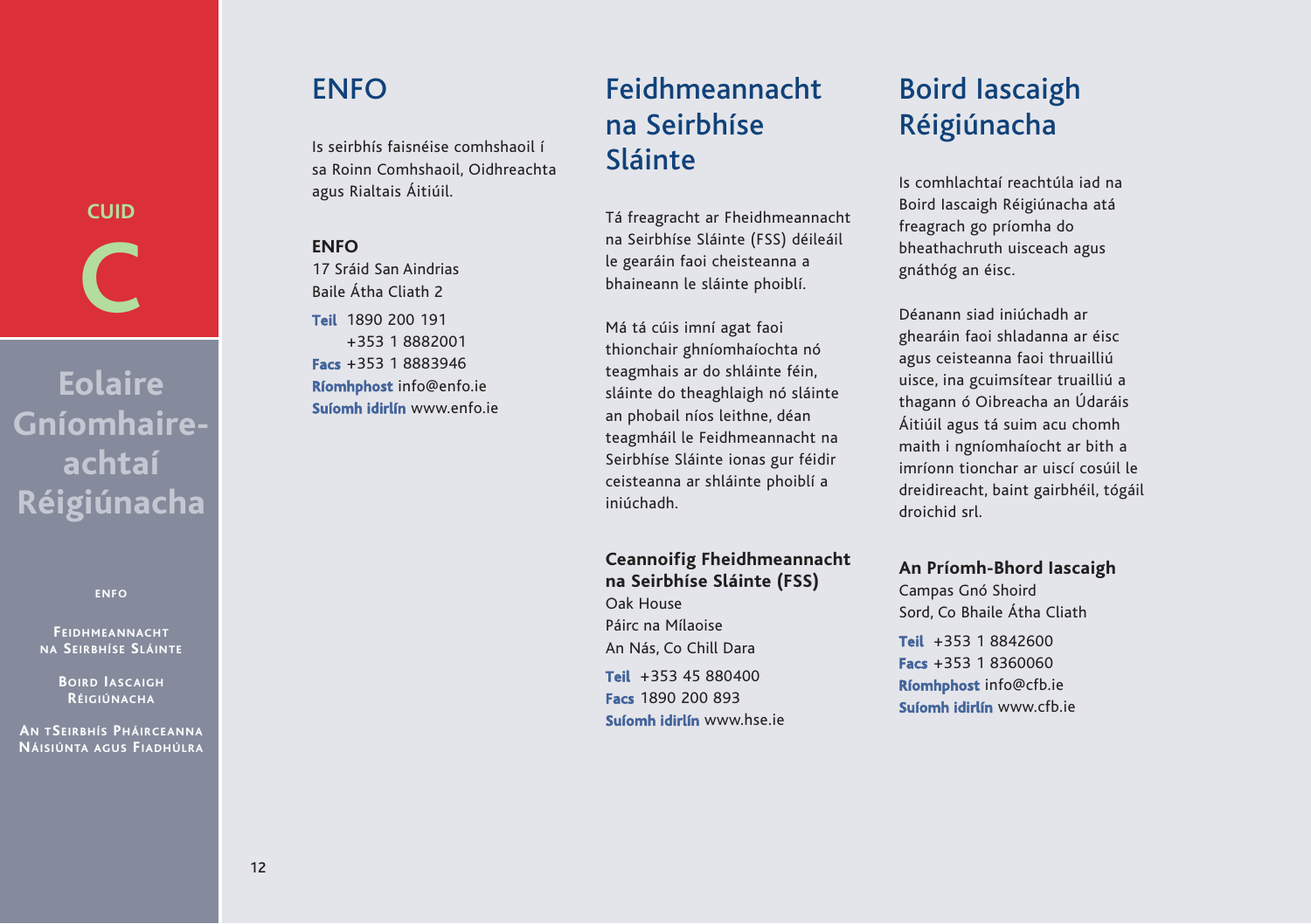CUID

C

Eolaire Gníomhaire-achtaí Réigiúnacha

ENFO

Feidhmeannacht na Seirbhíse Sláinte

Boird Iascaigh Réigiúnacha

An tSeirbhís Pháirceanna Náisiúnta agus Fiadhúlra

## ENFO

Is seirbhís faisnéise comhshaoil í sa Roinn Comhshaoil, Oidhreachta agus Rialtais Áitiúil.

**ENFO**
17 Sráid San Aindrias
Baile Átha Cliath 2

**Teil** 1890 200 191
+353 1 8882001
**Facs** +353 1 8883946
**Ríomhphost** info@enfo.ie
**Suíomh idirlín** www.enfo.ie

## Feidhmeannacht na Seirbhíse Sláinte

Tá freagracht ar Fheidhmeannacht na Seirbhíse Sláinte (FSS) déileáil le gearáin faoi cheisteanna a bhaineann le sláinte phoiblí.

Má tá cúis imní agat faoi thionchair ghníomhaíochta nó teagmhais ar do shláinte féin, sláinte do theaghlaigh nó sláinte an phobail níos leithne, déan teagmháil le Feidhmeannacht na Seirbhíse Sláinte ionas gur féidir ceisteanna ar shláinte phoiblí a iniúchadh.

**Ceannoifig Fheidhmeannacht na Seirbhíse Sláinte (FSS)**
Oak House
Páirc na Mílaoise
An Nás, Co Chill Dara

**Teil** +353 45 880400
**Facs** 1890 200 893
**Suíomh idirlín** www.hse.ie

## Boird Iascaigh Réigiúnacha

Is comhlachtaí reachtúla iad na Boird Iascaigh Réigiúnacha atá freagrach go príomha do bheathachruth uisceach agus gnáthóg an éisc.

Déanann siad iniúchadh ar ghearáin faoi shladanna ar éisc agus ceisteanna faoi thruailliú uisce, ina gcuimsítear truailliú a thagann ó Oibreacha an Údaráis Áitiúil agus tá suim acu chomh maith i ngníomhaíocht ar bith a imríonn tionchar ar uiscí cosúil le dreidireacht, baint gairbhéil, tógáil droichid srl.

**An Príomh-Bhord Iascaigh**
Campas Gnó Shoird
Sord, Co Bhaile Átha Cliath

**Teil** +353 1 8842600
**Facs** +353 1 8360060
**Ríomhphost** info@cfb.ie
**Suíomh idirlín** www.cfb.ie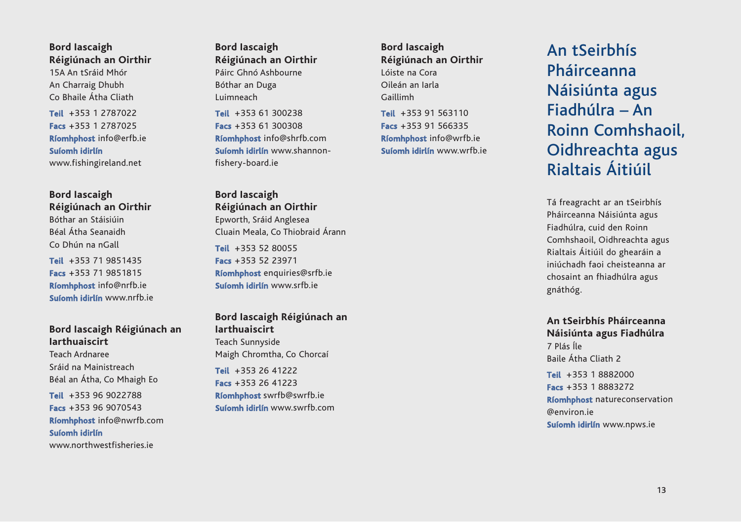**Bord Iascaigh Réigiúnach an Oirthir**
15A An tSráid Mhór
An Charraig Dhubh
Co Bhaile Átha Cliath

**Teil** +353 1 2787022
**Facs** +353 1 2787025
**Ríomhphost** info@erfb.ie
**Suíomh idirlín** www.fishingireland.net

**Bord Iascaigh Réigiúnach an Oirthir**
Bóthar an Stáisiúin
Béal Átha Seanaidh
Co Dhún na nGall

**Teil** +353 71 9851435
**Facs** +353 71 9851815
**Ríomhphost** info@nrfb.ie
**Suíomh idirlín** www.nrfb.ie

**Bord Iascaigh Réigiúnach an Iarthuaiscirt**
Teach Ardnaree
Sráid na Mainistreach
Béal an Átha, Co Mhaigh Eo

**Teil** +353 96 9022788
**Facs** +353 96 9070543
**Ríomhphost** info@nwrfb.com
**Suíomh idirlín** www.northwestfisheries.ie

**Bord Iascaigh Réigiúnach an Oirthir**
Páirc Ghnó Ashbourne
Bóthar an Duga
Luimneach

**Teil** +353 61 300238
**Facs** +353 61 300308
**Ríomhphost** info@shrfb.com
**Suíomh idirlín** www.shannon-fishery-board.ie

**Bord Iascaigh Réigiúnach an Oirthir**
Epworth, Sráid Anglesea
Cluain Meala, Co Thiobraid Árann

**Teil** +353 52 80055
**Facs** +353 52 23971
**Ríomhphost** enquiries@srfb.ie
**Suíomh idirlín** www.srfb.ie

**Bord Iascaigh Réigiúnach an Iarthuaiscirt**
Teach Sunnyside
Maigh Chromtha, Co Chorcaí

**Teil** +353 26 41222
**Facs** +353 26 41223
**Ríomhphost** swrfb@swrfb.ie
**Suíomh idirlín** www.swrfb.com

**Bord Iascaigh Réigiúnach an Oirthir**
Lóiste na Cora
Oileán an Iarla
Gaillimh

**Teil** +353 91 563110
**Facs** +353 91 566335
**Ríomhphost** info@wrfb.ie
**Suíomh idirlín** www.wrfb.ie

## An tSeirbhís Pháirceanna Náisiúnta agus Fiadhúlra – An Roinn Comhshaoil, Oidhreachta agus Rialtais Áitiúil

Tá freagracht ar an tSeirbhís Pháirceanna Náisiúnta agus Fiadhúlra, cuid den Roinn Comhshaoil, Oidhreachta agus Rialtais Áitiúil do ghearáin a iniúchadh faoi cheisteanna ar chosaint an fhiadhúlra agus gnáthóg.

**An tSeirbhís Pháirceanna Náisiúnta agus Fiadhúlra**
7 Plás Íle
Baile Átha Cliath 2

**Teil** +353 1 8882000
**Facs** +353 1 8883272
**Ríomhphost** natureconservation@environ.ie
**Suíomh idirlín** www.npws.ie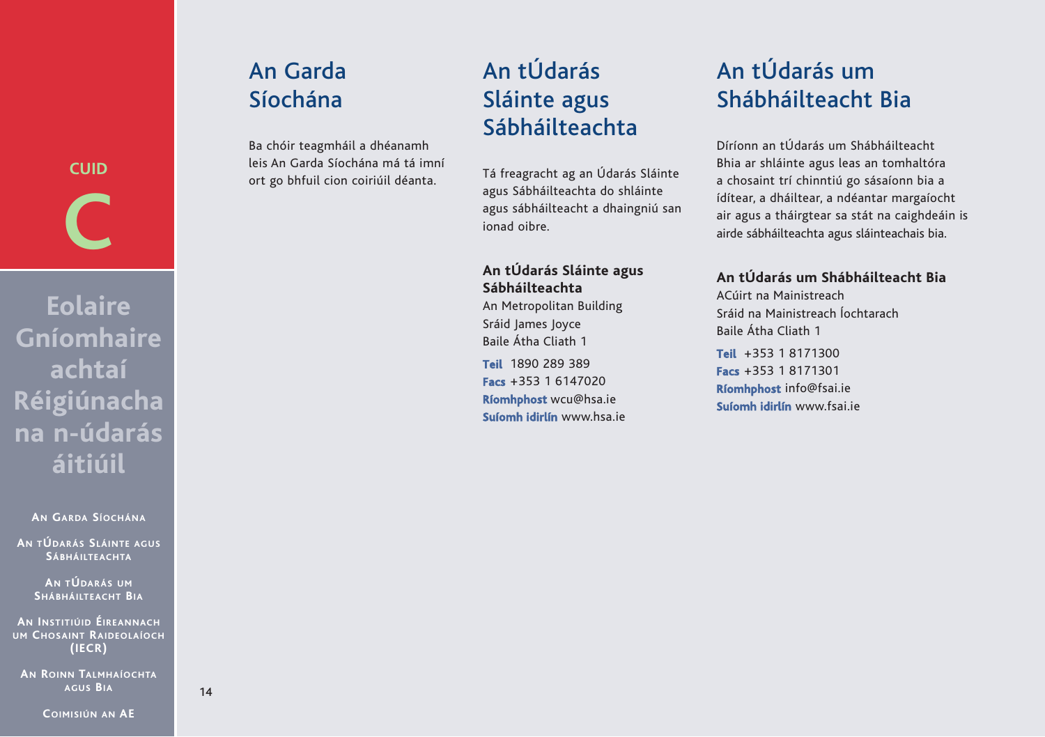CUID

C

Eolaire Gníomhaireachtaí Réigiúnacha na n-údarás áitiúil

An Garda Síochána

An tÚdarás Sláinte agus Sábháilteachta

An tÚdarás um Shábháilteacht Bia

An Institiúid Éireannach um Chosaint Raideolaíoch (IECR)

An Roinn Talmhaíochta agus Bia

Coimisiún an AE

## An Garda Síochána

Ba chóir teagmháil a dhéanamh leis An Garda Síochána má tá imní ort go bhfuil cion coiriúil déanta.

## An tÚdarás Sláinte agus Sábháilteachta

Tá freagracht ag an Údarás Sláinte agus Sábháilteachta do shláinte agus sábháilteacht a dhaingniú san ionad oibre.

**An tÚdarás Sláinte agus Sábháilteachta**
An Metropolitan Building
Sráid James Joyce
Baile Átha Cliath 1

**Teil** 1890 289 389
**Facs** +353 1 6147020
**Ríomhphost** wcu@hsa.ie
**Suíomh idirlín** www.hsa.ie

## An tÚdarás um Shábháilteacht Bia

Díríonn an tÚdarás um Shábháilteacht Bhia ar shláinte agus leas an tomhaltóra a chosaint trí chinntiú go sásaíonn bia a ídítear, a dháiltear, a ndéantar margaíocht air agus a tháirgtear sa stát na caighdeáin is airde sábháilteachta agus sláinteachais bia.

**An tÚdarás um Shábháilteacht Bia**
ACúirt na Mainistreach
Sráid na Mainistreach Íochtarach
Baile Átha Cliath 1

**Teil** +353 1 8171300
**Facs** +353 1 8171301
**Ríomhphost** info@fsai.ie
**Suíomh idirlín** www.fsai.ie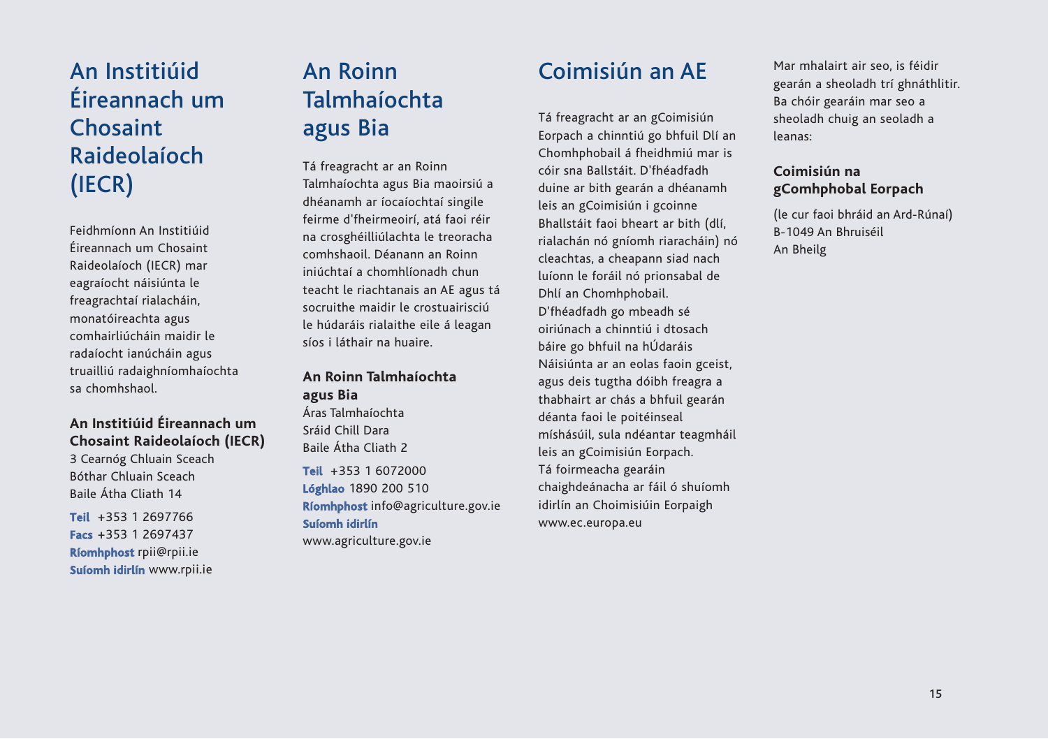## An Institiúid Éireannach um Chosaint Raideolaíoch (IECR)

Feidhmíonn An Institiúid Éireannach um Chosaint Raideolaíoch (IECR) mar eagraíocht náisiúnta le freagrachtaí rialacháin, monatóireachta agus comhairliúcháin maidir le radaíocht ianúcháin agus truailliú radaighníomhaíochta sa chomhshaol.

**An Institiúid Éireannach um Chosaint Raideolaíoch (IECR)**
3 Cearnóg Chluain Sceach
Bóthar Chluain Sceach
Baile Átha Cliath 14

**Teil** +353 1 2697766
**Facs** +353 1 2697437
**Ríomhphost** rpii@rpii.ie
**Suíomh idirlín** www.rpii.ie

## An Roinn Talmhaíochta agus Bia

Tá freagracht ar an Roinn Talmhaíochta agus Bia maoirsiú a dhéanamh ar íocaíochtaí singile feirme d'fheirmeoirí, atá faoi réir na crosghéilliúlachta le treoracha comhshaoil. Déanann an Roinn iniúchtaí a chomhlíonadh chun teacht le riachtanais an AE agus tá socruithe maidir le crostuairisciú le húdaráis rialaithe eile á leagan síos i láthair na huaire.

**An Roinn Talmhaíochta agus Bia**
Áras Talmhaíochta
Sráid Chill Dara
Baile Átha Cliath 2

**Teil** +353 1 6072000
**Lóghlao** 1890 200 510
**Ríomhphost** info@agriculture.gov.ie
**Suíomh idirlín** www.agriculture.gov.ie

## Coimisiún an AE

Tá freagracht ar an gCoimisiún Eorpach a chinntiú go bhfuil Dlí an Chomhphobail á fheidhmiú mar is cóir sna Ballstáit. D'fhéadfadh duine ar bith gearán a dhéanamh leis an gCoimisiún i gcoinne Bhallstáit faoi bheart ar bith (dlí, rialachán nó gníomh riaracháin) nó cleachtas, a cheapann siad nach luíonn le foráil nó prionsabal de Dhlí an Chomhphobail. D'fhéadfadh go mbeadh sé oiriúnach a chinntiú i dtosach báire go bhfuil na hÚdaráis Náisiúnta ar an eolas faoin gceist, agus deis tugtha dóibh freagra a thabhairt ar chás a bhfuil gearán déanta faoi le poitéinseal míshásúil, sula ndéantar teagmháil leis an gCoimisiún Eorpach. Tá foirmeacha gearáin chaighdeánacha ar fáil ó shuíomh idirlín an Choimisiúin Eorpaigh www.ec.europa.eu

Mar mhalairt air seo, is féidir gearán a sheoladh trí ghnáthlitir. Ba chóir gearáin mar seo a sheoladh chuig an seoladh a leanas:

**Coimisiún na gComhphobal Eorpach**

(le cur faoi bhráid an Ard-Rúnaí)
B-1049 An Bhruiséil
An Bheilg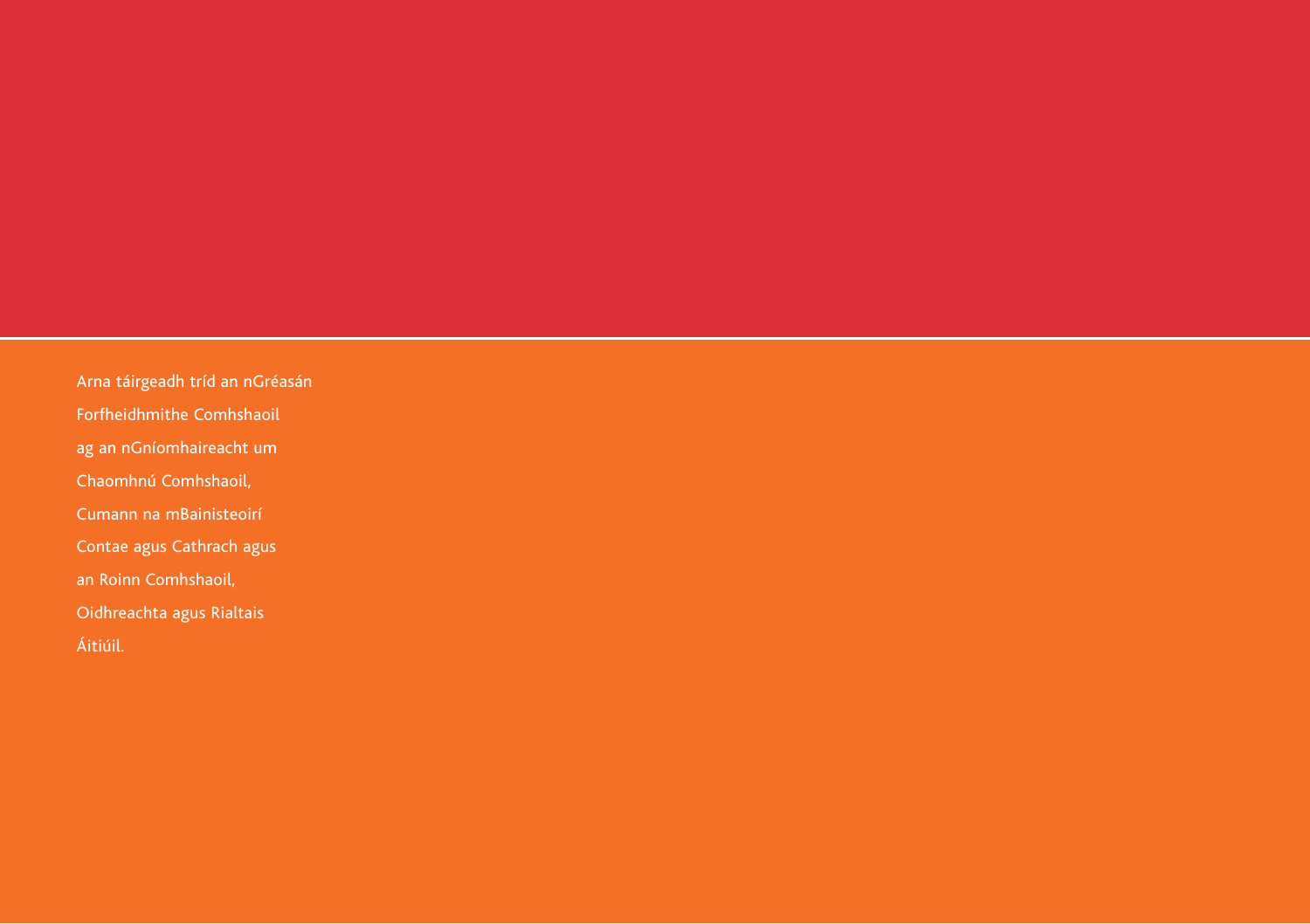Arna táirgeadh tríd an nGréasán Forfheidhmithe Comhshaoil ag an nGníomhaireacht um Chaomhnú Comhshaoil, Cumann na mBainisteoirí Contae agus Cathrach agus an Roinn Comhshaoil, Oidhreachta agus Rialtais Áitiúil.